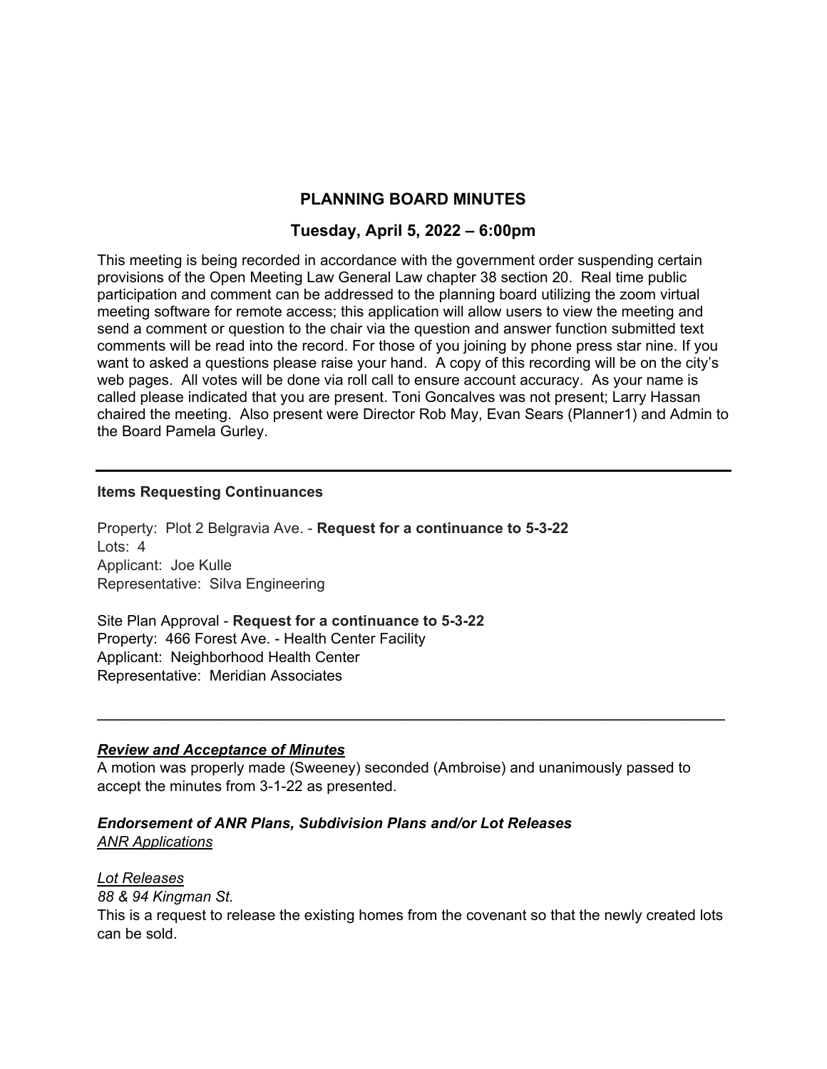# PLANNING BOARD MINUTES

## Tuesday, April 5, 2022 – 6:00pm

This meeting is being recorded in accordance with the government order suspending certain provisions of the Open Meeting Law General Law chapter 38 section 20. Real time public participation and comment can be addressed to the planning board utilizing the zoom virtual meeting software for remote access; this application will allow users to view the meeting and send a comment or question to the chair via the question and answer function submitted text comments will be read into the record. For those of you joining by phone press star nine. If you want to asked a questions please raise your hand. A copy of this recording will be on the city's web pages. All votes will be done via roll call to ensure account accuracy. As your name is called please indicated that you are present. Toni Goncalves was not present; Larry Hassan chaired the meeting. Also present were Director Rob May, Evan Sears (Planner1) and Admin to the Board Pamela Gurley.

---

**Items Requesting Continuances**

Property: Plot 2 Belgravia Ave. - **Request for a continuance to 5-3-22**
Lots: 4
Applicant: Joe Kulle
Representative: Silva Engineering

Site Plan Approval - **Request for a continuance to 5-3-22**
Property: 466 Forest Ave. - Health Center Facility
Applicant: Neighborhood Health Center
Representative: Meridian Associates

---

***Review and Acceptance of Minutes***

A motion was properly made (Sweeney) seconded (Ambroise) and unanimously passed to accept the minutes from 3-1-22 as presented.

***Endorsement of ANR Plans, Subdivision Plans and/or Lot Releases***

*ANR Applications*

*Lot Releases*

*88 & 94 Kingman St.*

This is a request to release the existing homes from the covenant so that the newly created lots can be sold.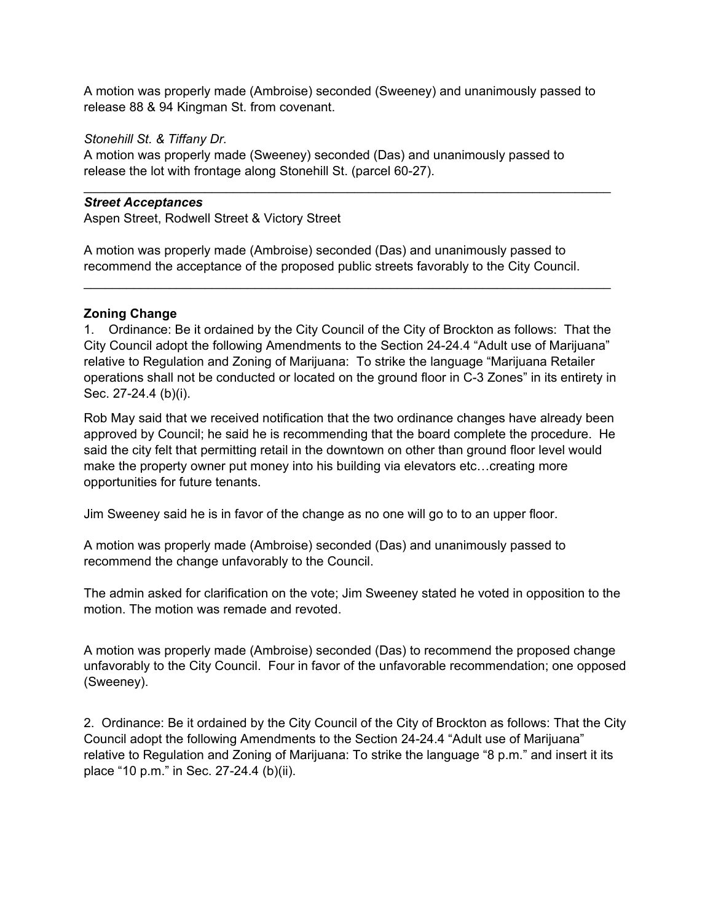A motion was properly made (Ambroise) seconded (Sweeney) and unanimously passed to release 88 & 94 Kingman St. from covenant.

*Stonehill St. & Tiffany Dr.*
A motion was properly made (Sweeney) seconded (Das) and unanimously passed to release the lot with frontage along Stonehill St. (parcel 60-27).

---

***Street Acceptances***
Aspen Street, Rodwell Street & Victory Street

A motion was properly made (Ambroise) seconded (Das) and unanimously passed to recommend the acceptance of the proposed public streets favorably to the City Council.

---

**Zoning Change**
1. Ordinance: Be it ordained by the City Council of the City of Brockton as follows: That the City Council adopt the following Amendments to the Section 24-24.4 "Adult use of Marijuana" relative to Regulation and Zoning of Marijuana: To strike the language "Marijuana Retailer operations shall not be conducted or located on the ground floor in C-3 Zones" in its entirety in Sec. 27-24.4 (b)(i).

Rob May said that we received notification that the two ordinance changes have already been approved by Council; he said he is recommending that the board complete the procedure. He said the city felt that permitting retail in the downtown on other than ground floor level would make the property owner put money into his building via elevators etc…creating more opportunities for future tenants.

Jim Sweeney said he is in favor of the change as no one will go to to an upper floor.

A motion was properly made (Ambroise) seconded (Das) and unanimously passed to recommend the change unfavorably to the Council.

The admin asked for clarification on the vote; Jim Sweeney stated he voted in opposition to the motion. The motion was remade and revoted.

A motion was properly made (Ambroise) seconded (Das) to recommend the proposed change unfavorably to the City Council. Four in favor of the unfavorable recommendation; one opposed (Sweeney).

2. Ordinance: Be it ordained by the City Council of the City of Brockton as follows: That the City Council adopt the following Amendments to the Section 24-24.4 "Adult use of Marijuana" relative to Regulation and Zoning of Marijuana: To strike the language "8 p.m." and insert it its place "10 p.m." in Sec. 27-24.4 (b)(ii).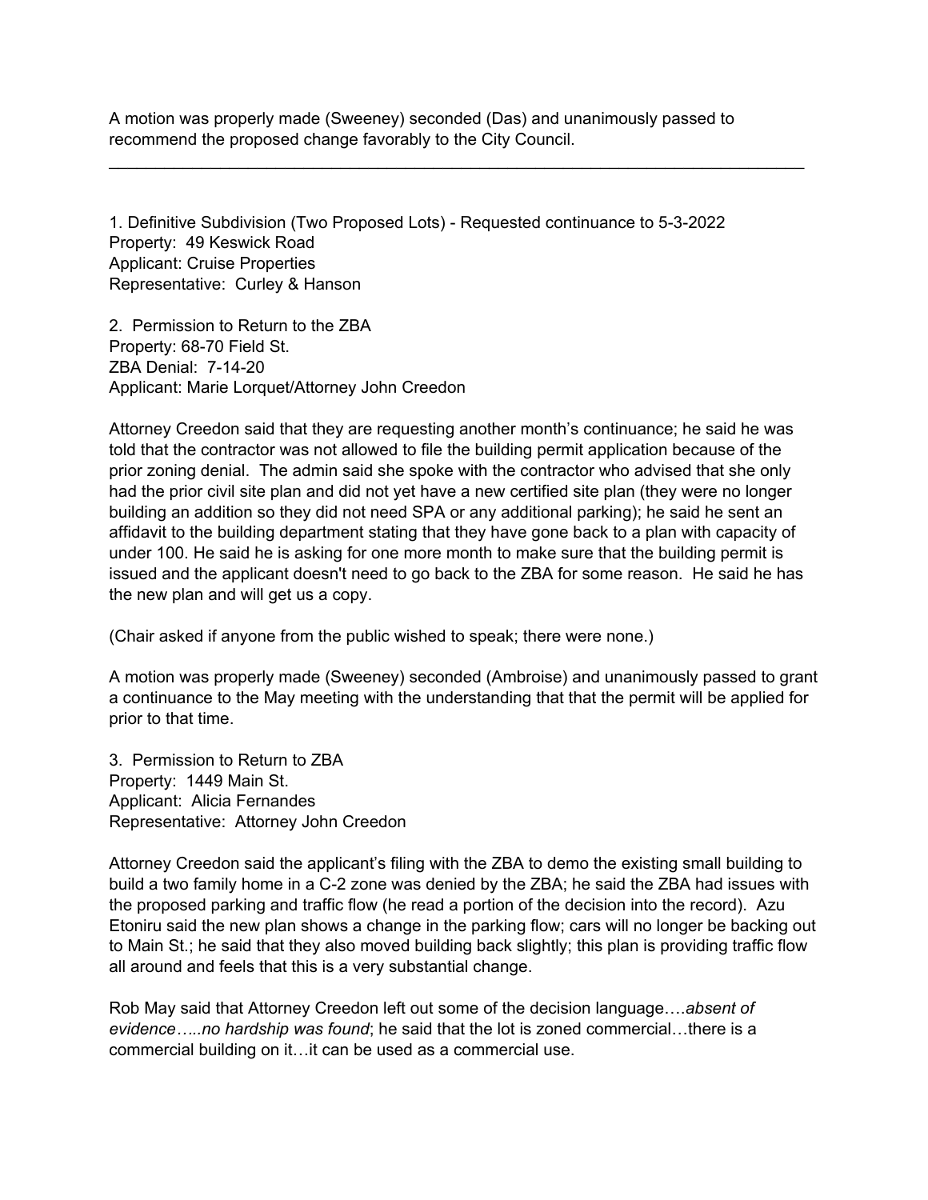A motion was properly made (Sweeney) seconded (Das) and unanimously passed to recommend the proposed change favorably to the City Council.

---

1. Definitive Subdivision (Two Proposed Lots) - Requested continuance to 5-3-2022
Property: 49 Keswick Road
Applicant: Cruise Properties
Representative: Curley & Hanson

2. Permission to Return to the ZBA
Property: 68-70 Field St.
ZBA Denial: 7-14-20
Applicant: Marie Lorquet/Attorney John Creedon

Attorney Creedon said that they are requesting another month's continuance; he said he was told that the contractor was not allowed to file the building permit application because of the prior zoning denial. The admin said she spoke with the contractor who advised that she only had the prior civil site plan and did not yet have a new certified site plan (they were no longer building an addition so they did not need SPA or any additional parking); he said he sent an affidavit to the building department stating that they have gone back to a plan with capacity of under 100. He said he is asking for one more month to make sure that the building permit is issued and the applicant doesn't need to go back to the ZBA for some reason. He said he has the new plan and will get us a copy.

(Chair asked if anyone from the public wished to speak; there were none.)

A motion was properly made (Sweeney) seconded (Ambroise) and unanimously passed to grant a continuance to the May meeting with the understanding that that the permit will be applied for prior to that time.

3. Permission to Return to ZBA
Property: 1449 Main St.
Applicant: Alicia Fernandes
Representative: Attorney John Creedon

Attorney Creedon said the applicant's filing with the ZBA to demo the existing small building to build a two family home in a C-2 zone was denied by the ZBA; he said the ZBA had issues with the proposed parking and traffic flow (he read a portion of the decision into the record). Azu Etoniru said the new plan shows a change in the parking flow; cars will no longer be backing out to Main St.; he said that they also moved building back slightly; this plan is providing traffic flow all around and feels that this is a very substantial change.

Rob May said that Attorney Creedon left out some of the decision language….*absent of evidence…..no hardship was found*; he said that the lot is zoned commercial…there is a commercial building on it…it can be used as a commercial use.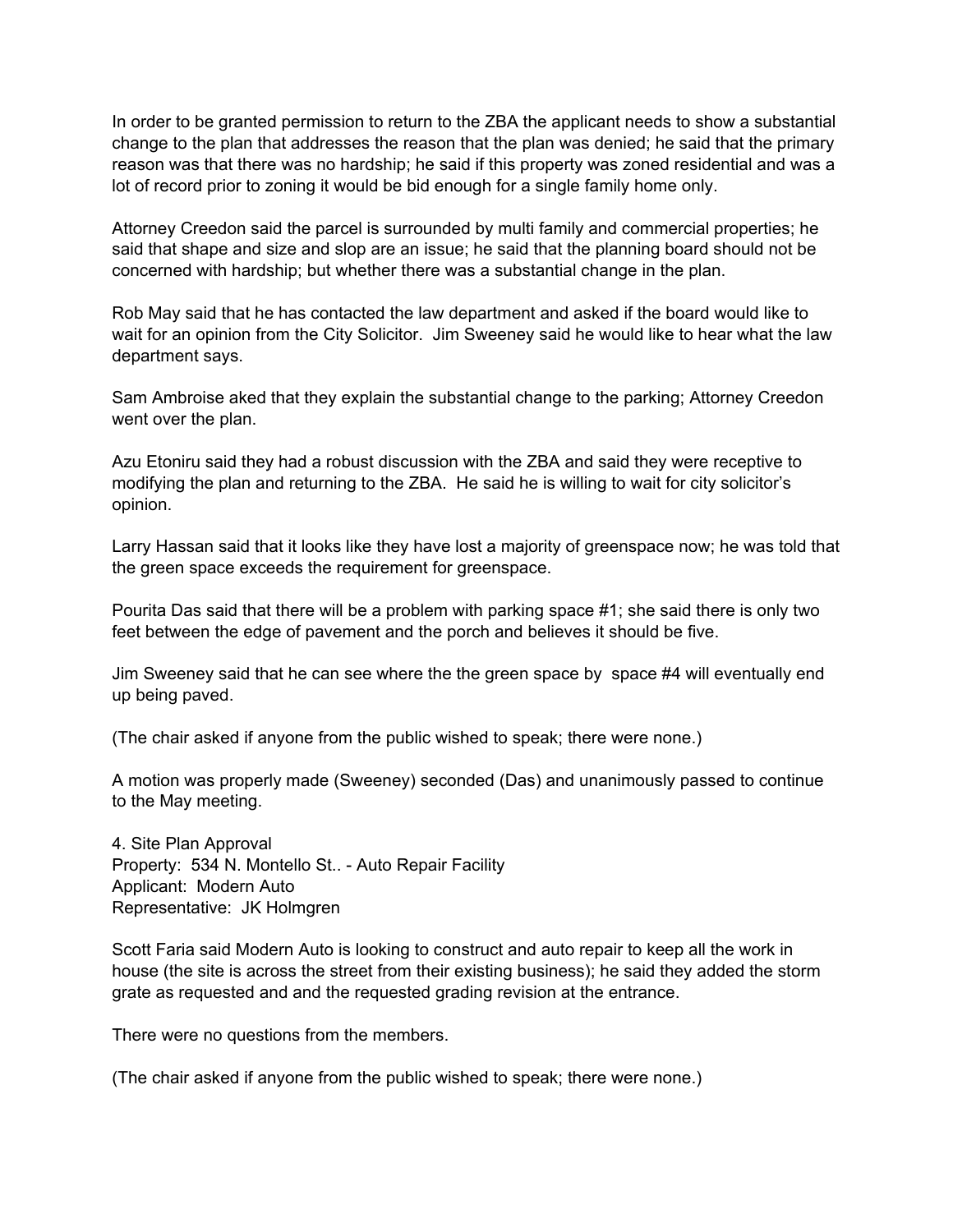In order to be granted permission to return to the ZBA the applicant needs to show a substantial change to the plan that addresses the reason that the plan was denied; he said that the primary reason was that there was no hardship; he said if this property was zoned residential and was a lot of record prior to zoning it would be bid enough for a single family home only.

Attorney Creedon said the parcel is surrounded by multi family and commercial properties; he said that shape and size and slop are an issue; he said that the planning board should not be concerned with hardship; but whether there was a substantial change in the plan.

Rob May said that he has contacted the law department and asked if the board would like to wait for an opinion from the City Solicitor. Jim Sweeney said he would like to hear what the law department says.

Sam Ambroise aked that they explain the substantial change to the parking; Attorney Creedon went over the plan.

Azu Etoniru said they had a robust discussion with the ZBA and said they were receptive to modifying the plan and returning to the ZBA. He said he is willing to wait for city solicitor's opinion.

Larry Hassan said that it looks like they have lost a majority of greenspace now; he was told that the green space exceeds the requirement for greenspace.

Pourita Das said that there will be a problem with parking space #1; she said there is only two feet between the edge of pavement and the porch and believes it should be five.

Jim Sweeney said that he can see where the the green space by space #4 will eventually end up being paved.

(The chair asked if anyone from the public wished to speak; there were none.)

A motion was properly made (Sweeney) seconded (Das) and unanimously passed to continue to the May meeting.

4. Site Plan Approval
Property: 534 N. Montello St.. - Auto Repair Facility
Applicant: Modern Auto
Representative: JK Holmgren

Scott Faria said Modern Auto is looking to construct and auto repair to keep all the work in house (the site is across the street from their existing business); he said they added the storm grate as requested and and the requested grading revision at the entrance.

There were no questions from the members.

(The chair asked if anyone from the public wished to speak; there were none.)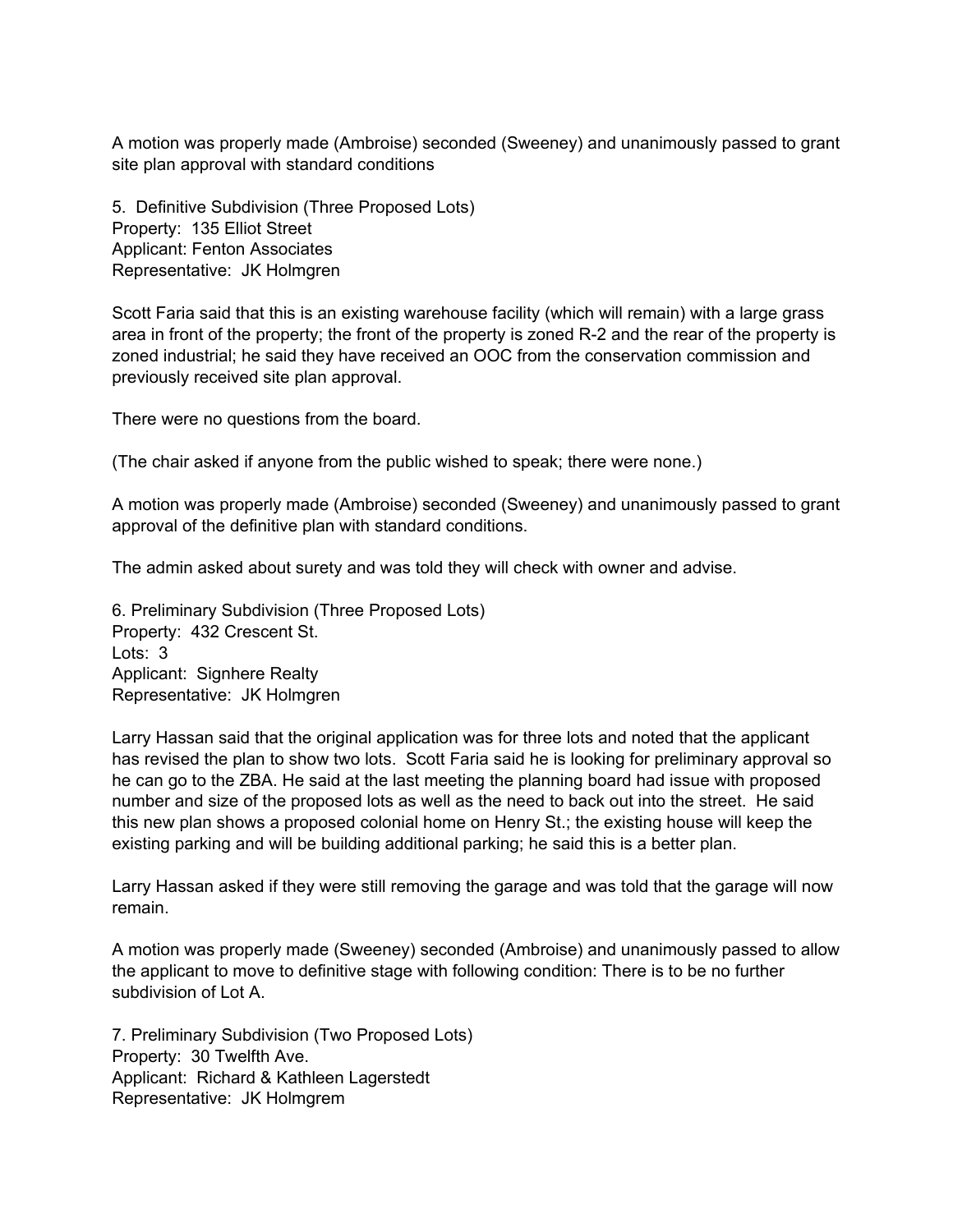A motion was properly made (Ambroise) seconded (Sweeney) and unanimously passed to grant site plan approval with standard conditions

5. Definitive Subdivision (Three Proposed Lots)
Property: 135 Elliot Street
Applicant: Fenton Associates
Representative: JK Holmgren

Scott Faria said that this is an existing warehouse facility (which will remain) with a large grass area in front of the property; the front of the property is zoned R-2 and the rear of the property is zoned industrial; he said they have received an OOC from the conservation commission and previously received site plan approval.

There were no questions from the board.

(The chair asked if anyone from the public wished to speak; there were none.)

A motion was properly made (Ambroise) seconded (Sweeney) and unanimously passed to grant approval of the definitive plan with standard conditions.

The admin asked about surety and was told they will check with owner and advise.

6. Preliminary Subdivision (Three Proposed Lots)
Property: 432 Crescent St.
Lots: 3
Applicant: Signhere Realty
Representative: JK Holmgren

Larry Hassan said that the original application was for three lots and noted that the applicant has revised the plan to show two lots. Scott Faria said he is looking for preliminary approval so he can go to the ZBA. He said at the last meeting the planning board had issue with proposed number and size of the proposed lots as well as the need to back out into the street. He said this new plan shows a proposed colonial home on Henry St.; the existing house will keep the existing parking and will be building additional parking; he said this is a better plan.

Larry Hassan asked if they were still removing the garage and was told that the garage will now remain.

A motion was properly made (Sweeney) seconded (Ambroise) and unanimously passed to allow the applicant to move to definitive stage with following condition: There is to be no further subdivision of Lot A.

7. Preliminary Subdivision (Two Proposed Lots)
Property: 30 Twelfth Ave.
Applicant: Richard & Kathleen Lagerstedt
Representative: JK Holmgrem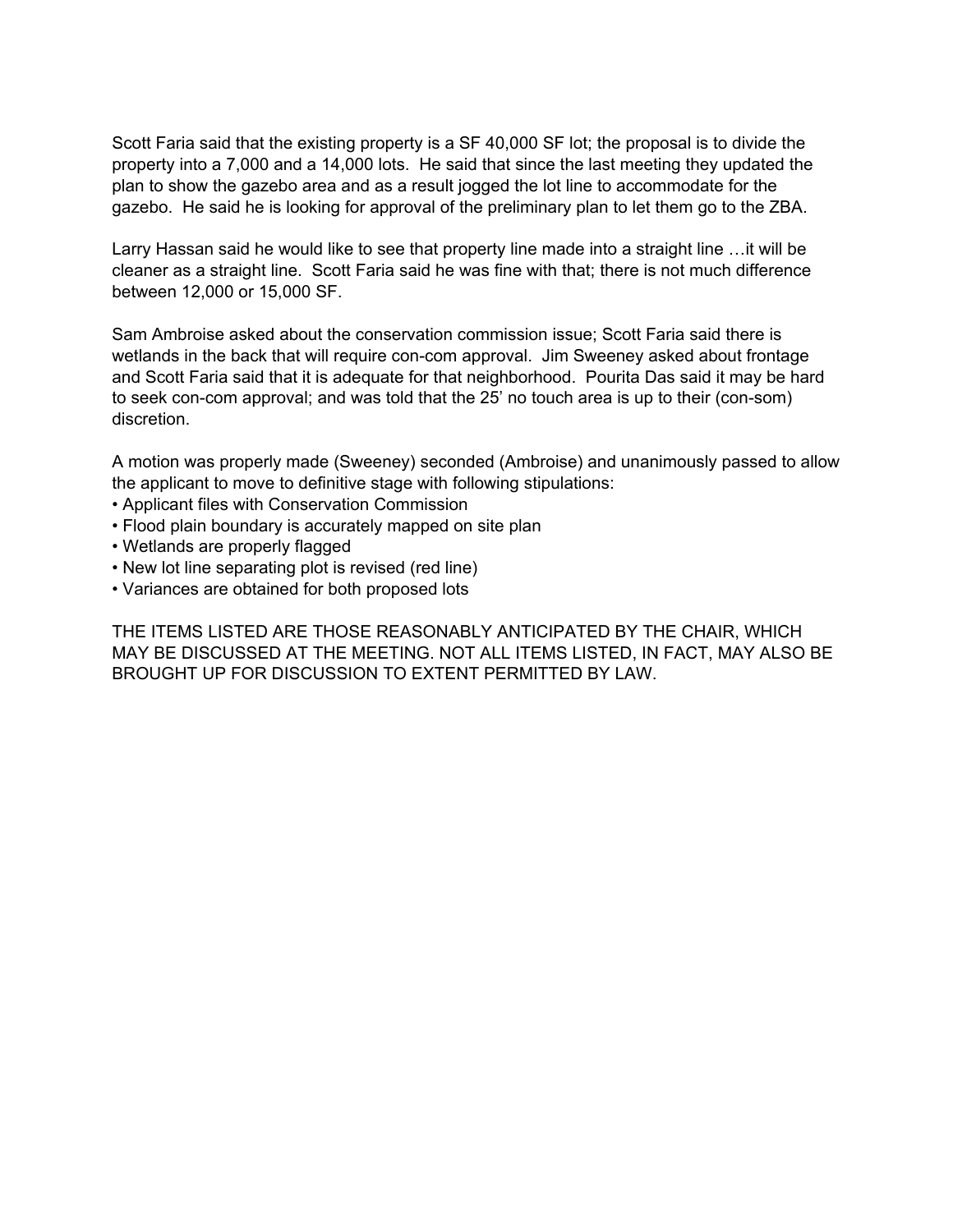Scott Faria said that the existing property is a SF 40,000 SF lot; the proposal is to divide the property into a 7,000 and a 14,000 lots. He said that since the last meeting they updated the plan to show the gazebo area and as a result jogged the lot line to accommodate for the gazebo. He said he is looking for approval of the preliminary plan to let them go to the ZBA.

Larry Hassan said he would like to see that property line made into a straight line …it will be cleaner as a straight line. Scott Faria said he was fine with that; there is not much difference between 12,000 or 15,000 SF.

Sam Ambroise asked about the conservation commission issue; Scott Faria said there is wetlands in the back that will require con-com approval. Jim Sweeney asked about frontage and Scott Faria said that it is adequate for that neighborhood. Pourita Das said it may be hard to seek con-com approval; and was told that the 25' no touch area is up to their (con-som) discretion.

A motion was properly made (Sweeney) seconded (Ambroise) and unanimously passed to allow the applicant to move to definitive stage with following stipulations:

- Applicant files with Conservation Commission
- Flood plain boundary is accurately mapped on site plan
- Wetlands are properly flagged
- New lot line separating plot is revised (red line)
- Variances are obtained for both proposed lots

THE ITEMS LISTED ARE THOSE REASONABLY ANTICIPATED BY THE CHAIR, WHICH MAY BE DISCUSSED AT THE MEETING. NOT ALL ITEMS LISTED, IN FACT, MAY ALSO BE BROUGHT UP FOR DISCUSSION TO EXTENT PERMITTED BY LAW.